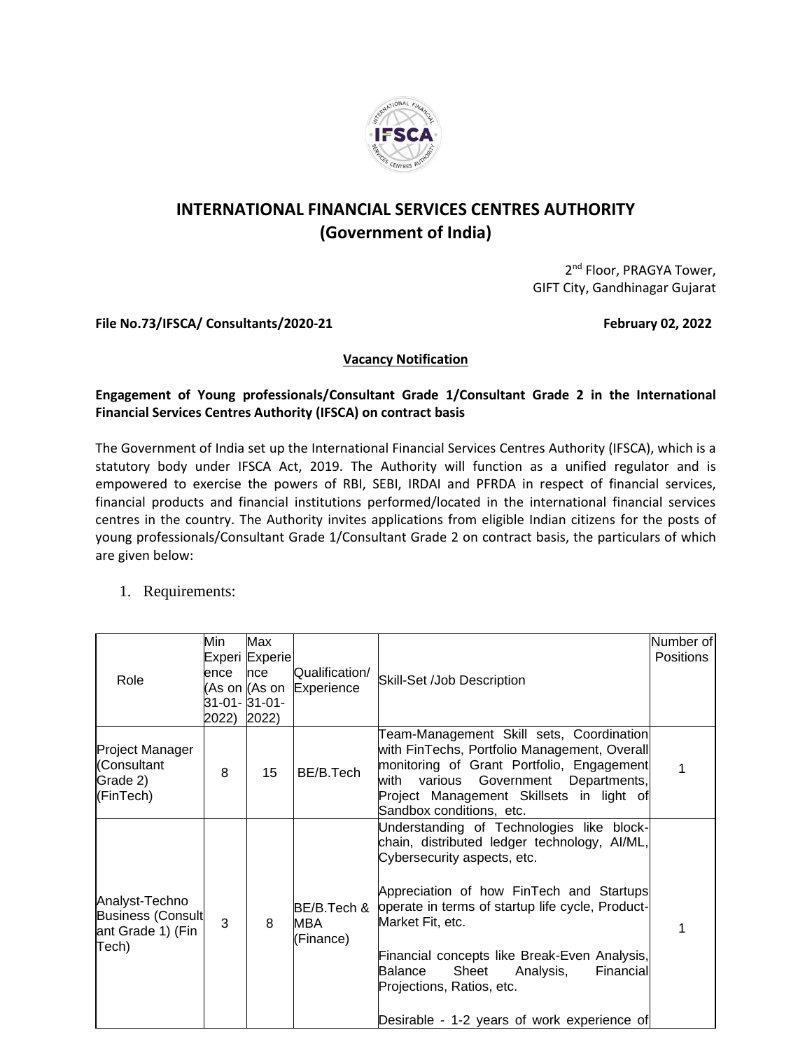# INTERNATIONAL FINANCIAL SERVICES CENTRES AUTHORITY
## (Government of India)

2[nd] Floor, PRAGYA Tower,
GIFT City, Gandhinagar Gujarat

**File No.73/IFSCA/ Consultants/2020-21** **February 02, 2022**

**Vacancy Notification**

**Engagement of Young professionals/Consultant Grade 1/Consultant Grade 2 in the International Financial Services Centres Authority (IFSCA) on contract basis**

The Government of India set up the International Financial Services Centres Authority (IFSCA), which is a statutory body under IFSCA Act, 2019. The Authority will function as a unified regulator and is empowered to exercise the powers of RBI, SEBI, IRDAI and PFRDA in respect of financial services, financial products and financial institutions performed/located in the international financial services centres in the country. The Authority invites applications from eligible Indian citizens for the posts of young professionals/Consultant Grade 1/Consultant Grade 2 on contract basis, the particulars of which are given below:

1. Requirements:

| Role | Min Experience (As on 31-01-2022) | Max Experience (As on 31-01-2022) | Qualification/ Experience | Skill-Set /Job Description | Number of Positions |
|---|---|---|---|---|---|
| Project Manager (Consultant Grade 2) (FinTech) | 8 | 15 | BE/B.Tech | Team-Management Skill sets, Coordination with FinTechs, Portfolio Management, Overall monitoring of Grant Portfolio, Engagement with various Government Departments, Project Management Skillsets in light of Sandbox conditions, etc. | 1 |
| Analyst-Techno Business (Consultant Grade 1) (Fin Tech) | 3 | 8 | BE/B.Tech & MBA (Finance) | Understanding of Technologies like block-chain, distributed ledger technology, AI/ML, Cybersecurity aspects, etc.<br><br>Appreciation of how FinTech and Startups operate in terms of startup life cycle, Product-Market Fit, etc.<br><br>Financial concepts like Break-Even Analysis, Balance Sheet Analysis, Financial Projections, Ratios, etc.<br><br>Desirable - 1-2 years of work experience of | 1 |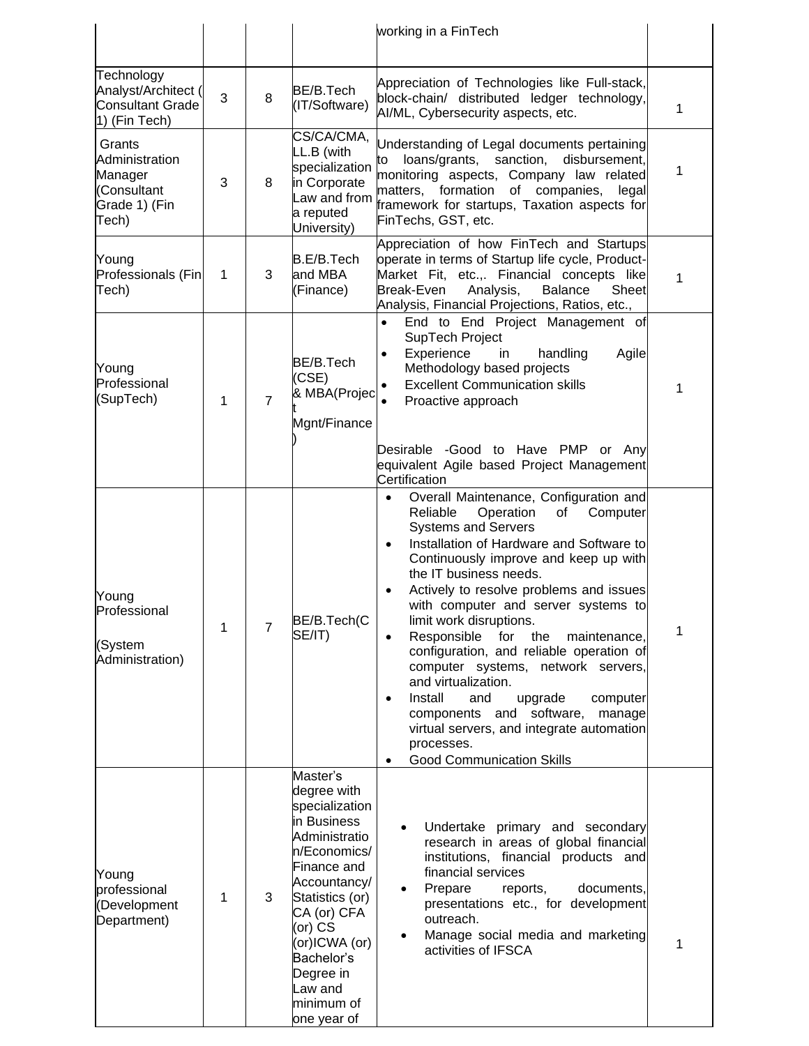| | | | | working in a FinTech | |
|---|---|---|---|---|---|
| Technology Analyst/Architect (Consultant Grade 1) (Fin Tech) | 3 | 8 | BE/B.Tech (IT/Software) | Appreciation of Technologies like Full-stack, block-chain/ distributed ledger technology, AI/ML, Cybersecurity aspects, etc. | 1 |
| Grants Administration Manager (Consultant Grade 1) (Fin Tech) | 3 | 8 | CS/CA/CMA, LL.B (with specialization in Corporate Law and from a reputed University) | Understanding of Legal documents pertaining to loans/grants, sanction, disbursement, monitoring aspects, Company law related matters, formation of companies, legal framework for startups, Taxation aspects for FinTechs, GST, etc. | 1 |
| Young Professionals (Fin Tech) | 1 | 3 | B.E/B.Tech and MBA (Finance) | Appreciation of how FinTech and Startups operate in terms of Startup life cycle, Product-Market Fit, etc.,. Financial concepts like Break-Even Analysis, Balance Sheet Analysis, Financial Projections, Ratios, etc., | 1 |
| Young Professional (SupTech) | 1 | 7 | BE/B.Tech (CSE) & MBA(Project Mgnt/Finance) | • End to End Project Management of SupTech Project<br>• Experience in handling Agile Methodology based projects<br>• Excellent Communication skills<br>• Proactive approach<br><br>Desirable -Good to Have PMP or Any equivalent Agile based Project Management Certification | 1 |
| Young Professional<br><br>(System Administration) | 1 | 7 | BE/B.Tech(CSE/IT) | • Overall Maintenance, Configuration and Reliable Operation of Computer Systems and Servers<br>• Installation of Hardware and Software to Continuously improve and keep up with the IT business needs.<br>• Actively to resolve problems and issues with computer and server systems to limit work disruptions.<br>• Responsible for the maintenance, configuration, and reliable operation of computer systems, network servers, and virtualization.<br>• Install and upgrade computer components and software, manage virtual servers, and integrate automation processes.<br>• Good Communication Skills | 1 |
| Young professional (Development Department) | 1 | 3 | Master's degree with specialization in Business Administration/Economics/ Finance and Accountancy/ Statistics (or) CA (or) CFA (or) CS (or)ICWA (or) Bachelor's Degree in Law and minimum of one year of | • Undertake primary and secondary research in areas of global financial institutions, financial products and financial services<br>• Prepare reports, documents, presentations etc., for development outreach.<br>• Manage social media and marketing activities of IFSCA | 1 |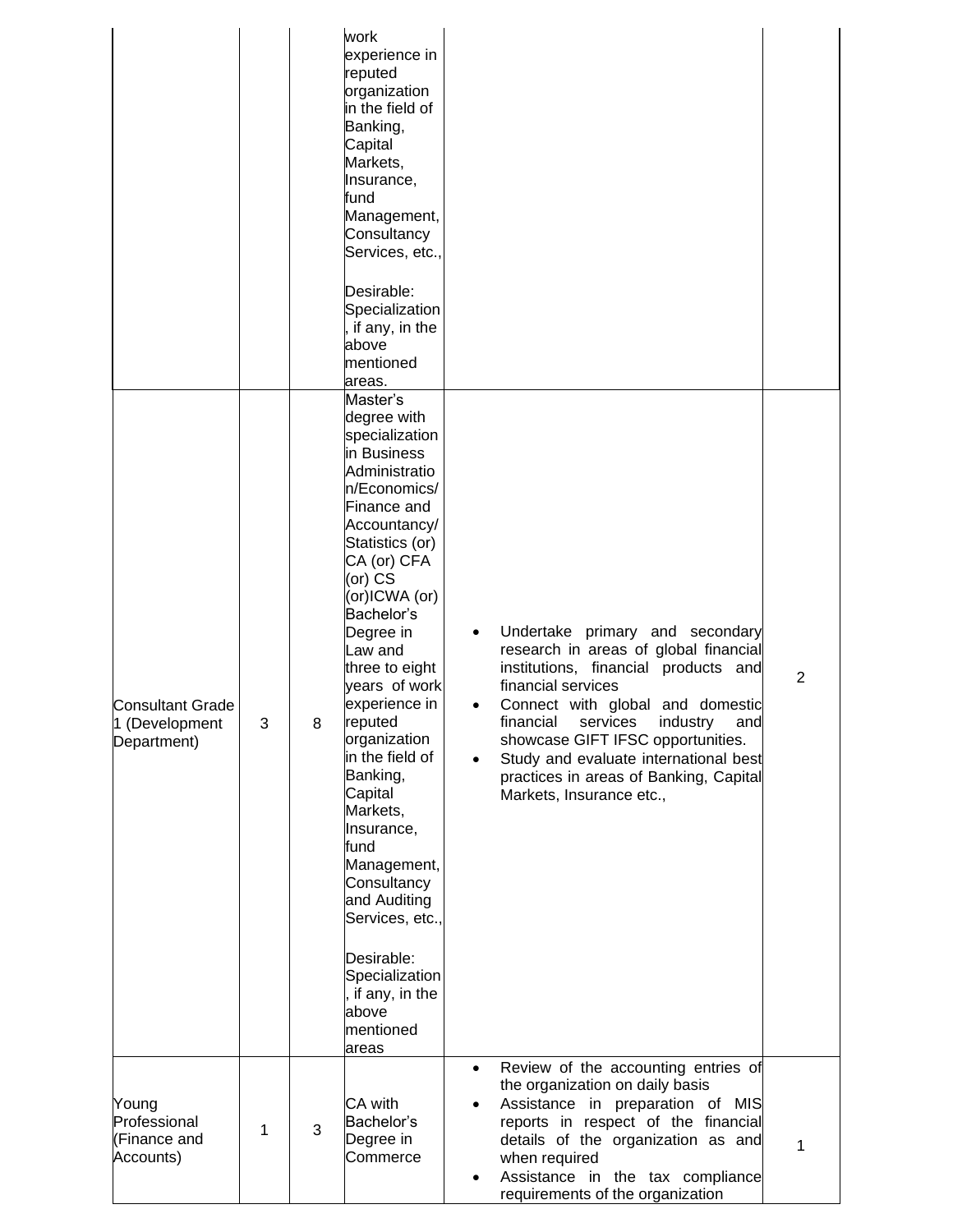| | | | | | |
|---|---|---|---|---|---|
| | | | work experience in reputed organization in the field of Banking, Capital Markets, Insurance, fund Management, Consultancy Services, etc.,<br><br>Desirable: Specialization, if any, in the above mentioned areas. | | |
| Consultant Grade 1 (Development Department) | 3 | 8 | Master's degree with specialization in Business Administration/Economics/ Finance and Accountancy/ Statistics (or) CA (or) CFA (or) CS (or)ICWA (or) Bachelor's Degree in Law and three to eight years of work experience in reputed organization in the field of Banking, Capital Markets, Insurance, fund Management, Consultancy and Auditing Services, etc.,<br><br>Desirable: Specialization, if any, in the above mentioned areas | • Undertake primary and secondary research in areas of global financial institutions, financial products and financial services<br>• Connect with global and domestic financial services industry and showcase GIFT IFSC opportunities.<br>• Study and evaluate international best practices in areas of Banking, Capital Markets, Insurance etc., | 2 |
| Young Professional (Finance and Accounts) | 1 | 3 | CA with Bachelor's Degree in Commerce | • Review of the accounting entries of the organization on daily basis<br>• Assistance in preparation of MIS reports in respect of the financial details of the organization as and when required<br>• Assistance in the tax compliance requirements of the organization | 1 |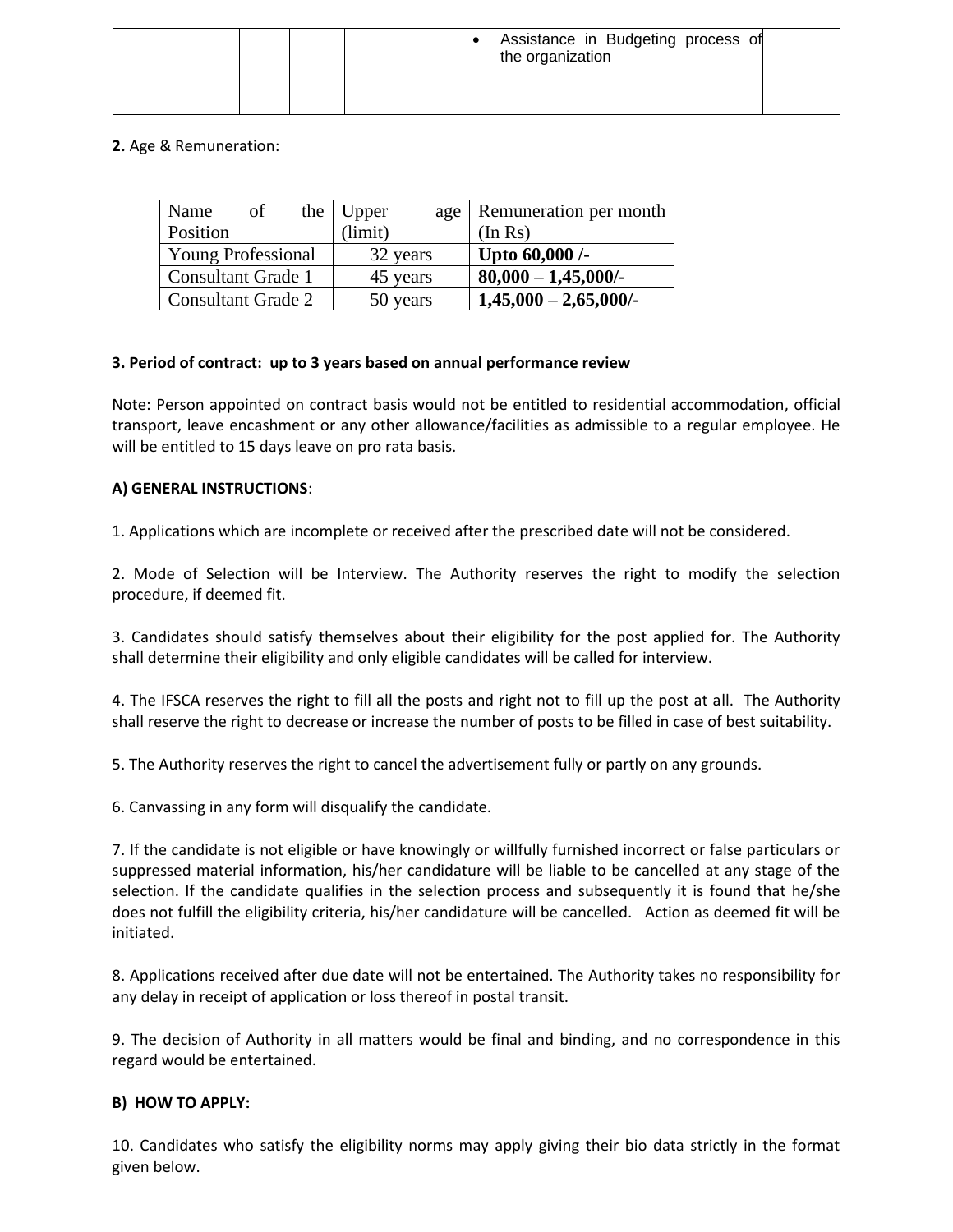| | | | | • Assistance in Budgeting process of the organization | |
|---|---|---|---|---|---|

**2.** Age & Remuneration:

| Name of the Position | Upper age (limit) | Remuneration per month (In Rs) |
|---|---|---|
| Young Professional | 32 years | **Upto 60,000 /-** |
| Consultant Grade 1 | 45 years | **80,000 – 1,45,000/-** |
| Consultant Grade 2 | 50 years | **1,45,000 – 2,65,000/-** |

**3. Period of contract: up to 3 years based on annual performance review**

Note: Person appointed on contract basis would not be entitled to residential accommodation, official transport, leave encashment or any other allowance/facilities as admissible to a regular employee. He will be entitled to 15 days leave on pro rata basis.

**A) GENERAL INSTRUCTIONS**:

1. Applications which are incomplete or received after the prescribed date will not be considered.

2. Mode of Selection will be Interview. The Authority reserves the right to modify the selection procedure, if deemed fit.

3. Candidates should satisfy themselves about their eligibility for the post applied for. The Authority shall determine their eligibility and only eligible candidates will be called for interview.

4. The IFSCA reserves the right to fill all the posts and right not to fill up the post at all. The Authority shall reserve the right to decrease or increase the number of posts to be filled in case of best suitability.

5. The Authority reserves the right to cancel the advertisement fully or partly on any grounds.

6. Canvassing in any form will disqualify the candidate.

7. If the candidate is not eligible or have knowingly or willfully furnished incorrect or false particulars or suppressed material information, his/her candidature will be liable to be cancelled at any stage of the selection. If the candidate qualifies in the selection process and subsequently it is found that he/she does not fulfill the eligibility criteria, his/her candidature will be cancelled. Action as deemed fit will be initiated.

8. Applications received after due date will not be entertained. The Authority takes no responsibility for any delay in receipt of application or loss thereof in postal transit.

9. The decision of Authority in all matters would be final and binding, and no correspondence in this regard would be entertained.

**B) HOW TO APPLY:**

10. Candidates who satisfy the eligibility norms may apply giving their bio data strictly in the format given below.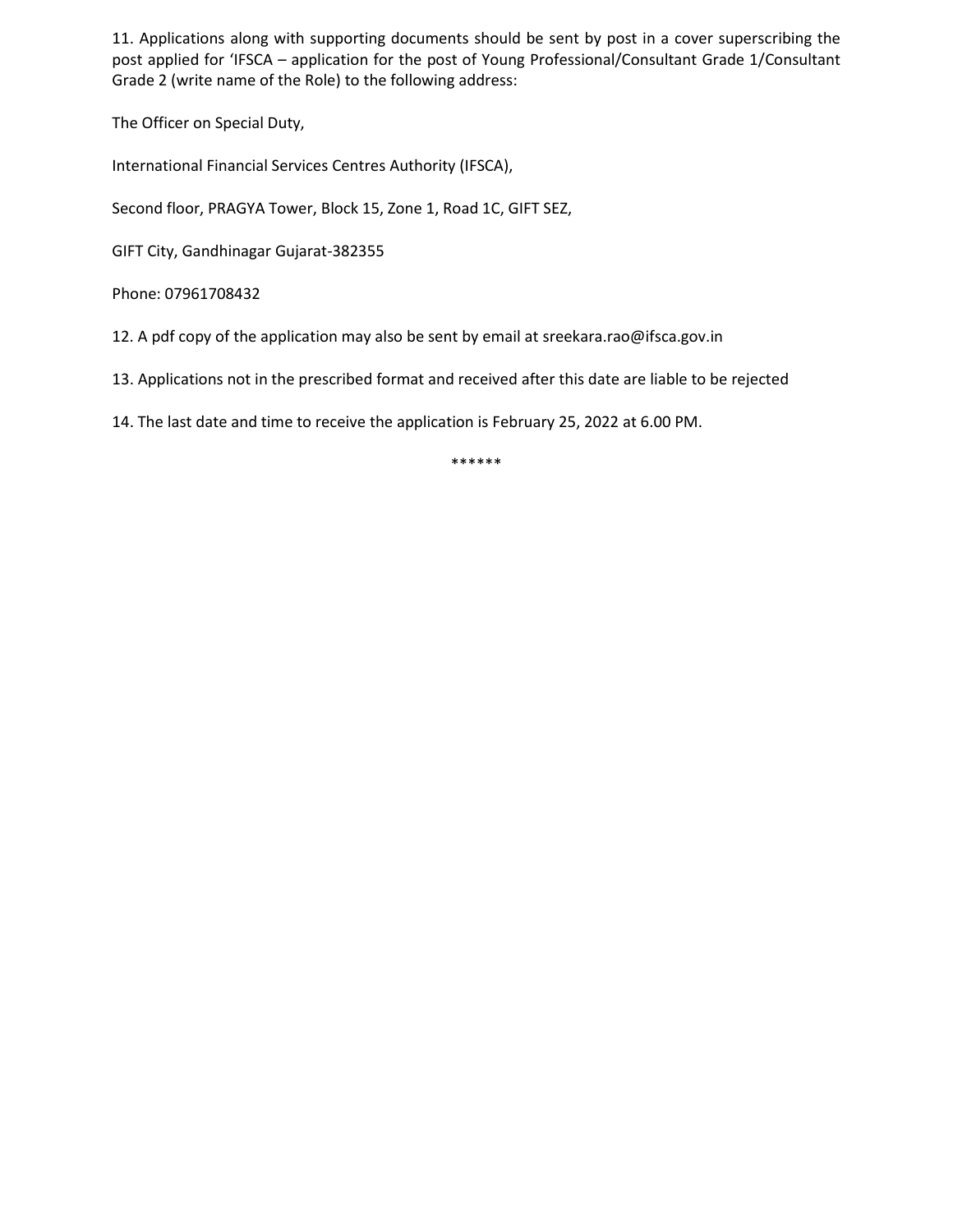11. Applications along with supporting documents should be sent by post in a cover superscribing the post applied for 'IFSCA – application for the post of Young Professional/Consultant Grade 1/Consultant Grade 2 (write name of the Role) to the following address:

The Officer on Special Duty,

International Financial Services Centres Authority (IFSCA),

Second floor, PRAGYA Tower, Block 15, Zone 1, Road 1C, GIFT SEZ,

GIFT City, Gandhinagar Gujarat-382355

Phone: 07961708432

12. A pdf copy of the application may also be sent by email at sreekara.rao@ifsca.gov.in

13. Applications not in the prescribed format and received after this date are liable to be rejected

14. The last date and time to receive the application is February 25, 2022 at 6.00 PM.

******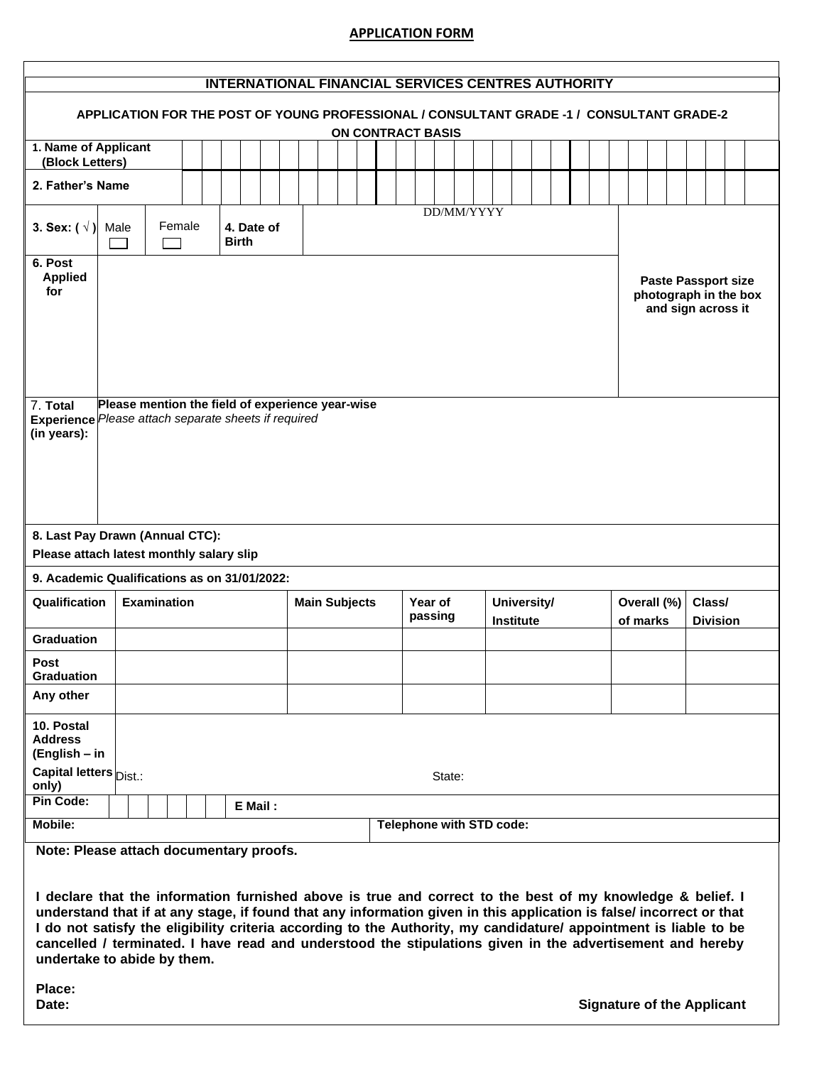## APPLICATION FORM

**INTERNATIONAL FINANCIAL SERVICES CENTRES AUTHORITY**

**APPLICATION FOR THE POST OF YOUNG PROFESSIONAL / CONSULTANT GRADE -1 / CONSULTANT GRADE-2 ON CONTRACT BASIS**

| | |
|---|---|
| **1. Name of Applicant (Block Letters)** | |
| **2. Father's Name** | |

| | | | | | |
|---|---|---|---|---|---|
| **3. Sex: ( √ )** | Male ☐ | Female ☐ | **4. Date of Birth** | DD/MM/YYYY | **Paste Passport size photograph in the box and sign across it** |
| **6. Post Applied for** | | | | | |

| | |
|---|---|
| 7. **Total Experience (in years):** | **Please mention the field of experience year-wise** *Please attach separate sheets if required* |

**8. Last Pay Drawn (Annual CTC):**
**Please attach latest monthly salary slip**

**9. Academic Qualifications as on 31/01/2022:**

| Qualification | Examination | Main Subjects | Year of passing | University/ Institute | Overall (%) of marks | Class/ Division |
|---|---|---|---|---|---|---|
| **Graduation** | | | | | | |
| **Post Graduation** | | | | | | |
| **Any other** | | | | | | |

| | | |
|---|---|---|
| **10. Postal Address (English – in Capital letters only)** | Dist.: | State: |
| **Pin Code:** | | **E Mail :** |
| **Mobile:** | | **Telephone with STD code:** |

**Note: Please attach documentary proofs.**

**I declare that the information furnished above is true and correct to the best of my knowledge & belief. I understand that if at any stage, if found that any information given in this application is false/ incorrect or that I do not satisfy the eligibility criteria according to the Authority, my candidature/ appointment is liable to be cancelled / terminated. I have read and understood the stipulations given in the advertisement and hereby undertake to abide by them.**

**Place:**
**Date:**

**Signature of the Applicant**